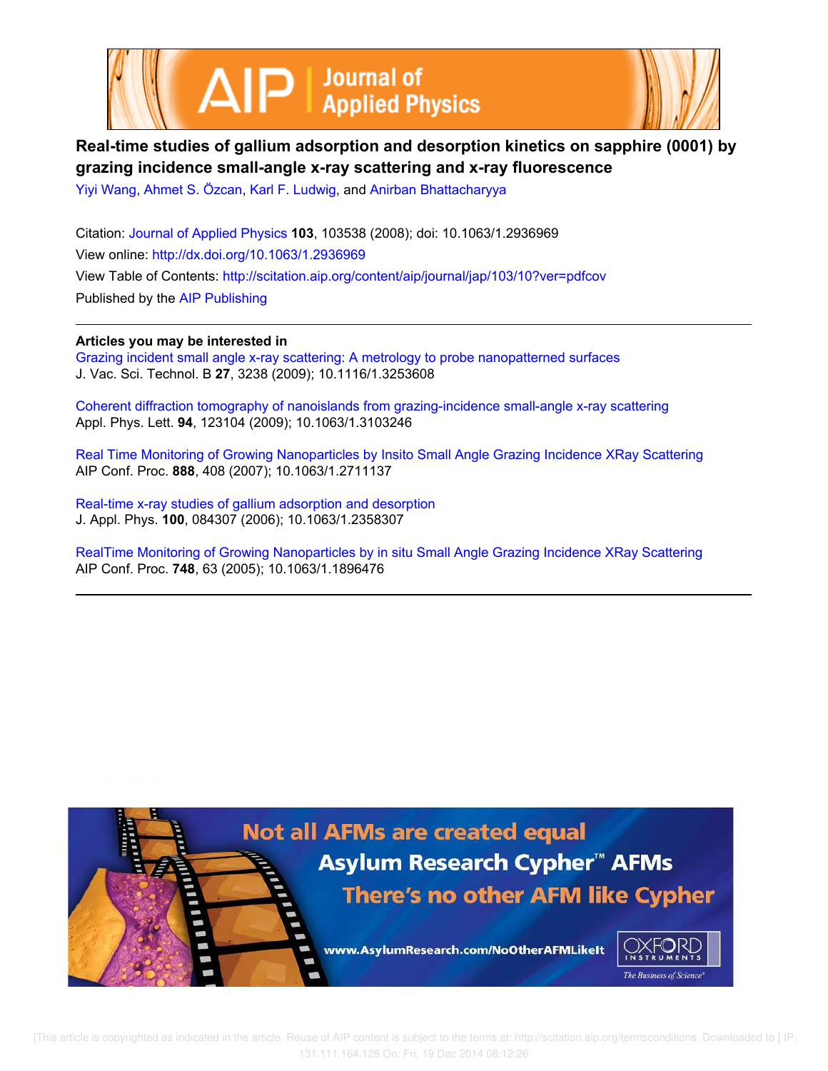# Real-time studies of gallium adsorption and desorption kinetics on sapphire (0001) by grazing incidence small-angle x-ray scattering and x-ray fluorescence

Yiyi Wang, Ahmet S. Özcan, Karl F. Ludwig, and Anirban Bhattacharyya

Citation: Journal of Applied Physics **103**, 103538 (2008); doi: 10.1063/1.2936969

View online: http://dx.doi.org/10.1063/1.2936969

View Table of Contents: http://scitation.aip.org/content/aip/journal/jap/103/10?ver=pdfcov

Published by the AIP Publishing

---

**Articles you may be interested in**

Grazing incident small angle x-ray scattering: A metrology to probe nanopatterned surfaces
J. Vac. Sci. Technol. B **27**, 3238 (2009); 10.1116/1.3253608

Coherent diffraction tomography of nanoislands from grazing-incidence small-angle x-ray scattering
Appl. Phys. Lett. **94**, 123104 (2009); 10.1063/1.3103246

Real Time Monitoring of Growing Nanoparticles by Insito Small Angle Grazing Incidence XRay Scattering
AIP Conf. Proc. **888**, 408 (2007); 10.1063/1.2711137

Real-time x-ray studies of gallium adsorption and desorption
J. Appl. Phys. **100**, 084307 (2006); 10.1063/1.2358307

RealTime Monitoring of Growing Nanoparticles by in situ Small Angle Grazing Incidence XRay Scattering
AIP Conf. Proc. **748**, 63 (2005); 10.1063/1.1896476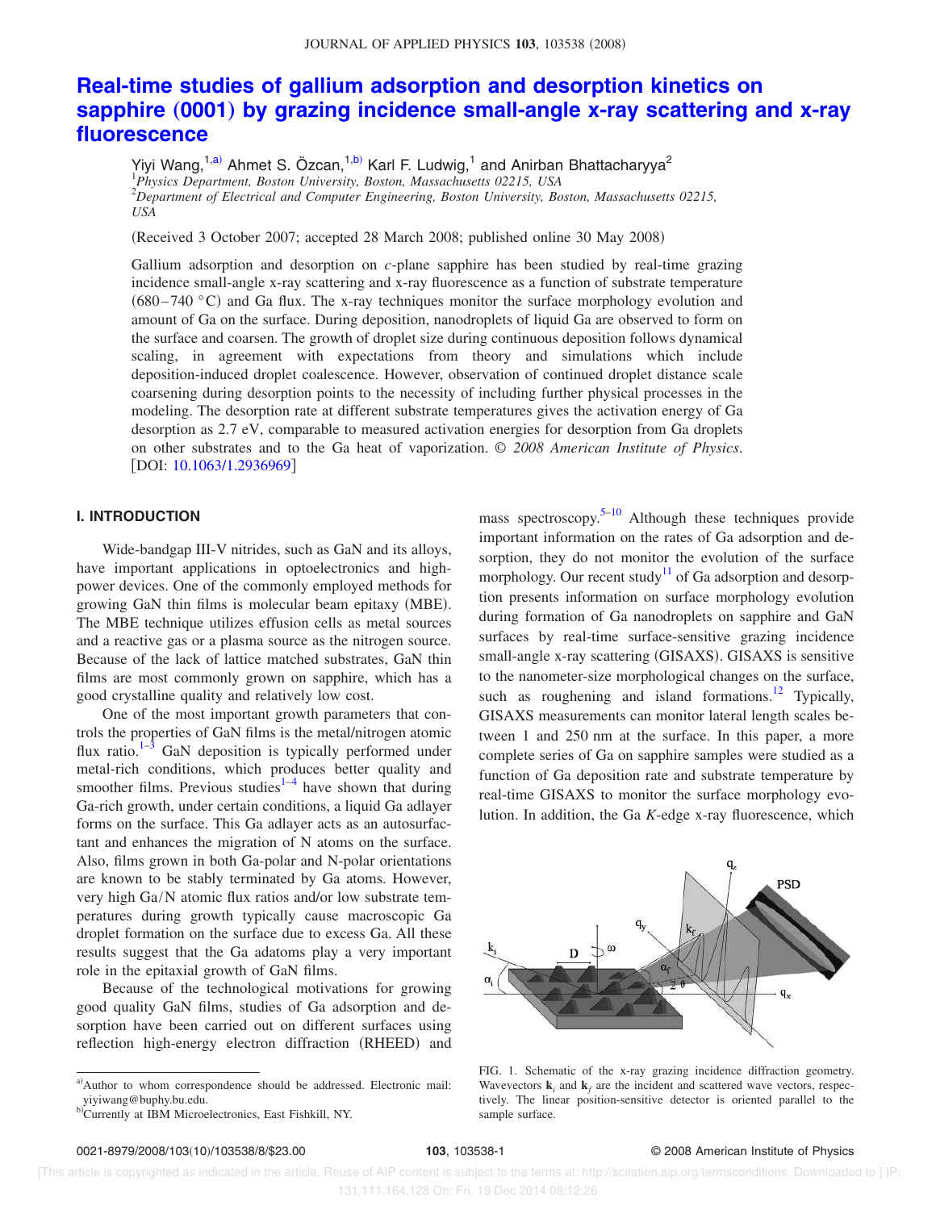# Real-time studies of gallium adsorption and desorption kinetics on sapphire (0001) by grazing incidence small-angle x-ray scattering and x-ray fluorescence

Yiyi Wang,[1,a)] Ahmet S. Özcan,[1,b)] Karl F. Ludwig,[1] and Anirban Bhattacharyya[2]

[1]*Physics Department, Boston University, Boston, Massachusetts 02215, USA*
[2]*Department of Electrical and Computer Engineering, Boston University, Boston, Massachusetts 02215, USA*

(Received 3 October 2007; accepted 28 March 2008; published online 30 May 2008)

Gallium adsorption and desorption on *c*-plane sapphire has been studied by real-time grazing incidence small-angle x-ray scattering and x-ray fluorescence as a function of substrate temperature (680–740 °C) and Ga flux. The x-ray techniques monitor the surface morphology evolution and amount of Ga on the surface. During deposition, nanodroplets of liquid Ga are observed to form on the surface and coarsen. The growth of droplet size during continuous deposition follows dynamical scaling, in agreement with expectations from theory and simulations which include deposition-induced droplet coalescence. However, observation of continued droplet distance scale coarsening during desorption points to the necessity of including further physical processes in the modeling. The desorption rate at different substrate temperatures gives the activation energy of Ga desorption as 2.7 eV, comparable to measured activation energies for desorption from Ga droplets on other substrates and to the Ga heat of vaporization. © *2008 American Institute of Physics*. [DOI: 10.1063/1.2936969]

## I. INTRODUCTION

Wide-bandgap III-V nitrides, such as GaN and its alloys, have important applications in optoelectronics and high-power devices. One of the commonly employed methods for growing GaN thin films is molecular beam epitaxy (MBE). The MBE technique utilizes effusion cells as metal sources and a reactive gas or a plasma source as the nitrogen source. Because of the lack of lattice matched substrates, GaN thin films are most commonly grown on sapphire, which has a good crystalline quality and relatively low cost.

One of the most important growth parameters that controls the properties of GaN films is the metal/nitrogen atomic flux ratio.[1–3] GaN deposition is typically performed under metal-rich conditions, which produces better quality and smoother films. Previous studies[1–4] have shown that during Ga-rich growth, under certain conditions, a liquid Ga adlayer forms on the surface. This Ga adlayer acts as an autosurfactant and enhances the migration of N atoms on the surface. Also, films grown in both Ga-polar and N-polar orientations are known to be stably terminated by Ga atoms. However, very high Ga/N atomic flux ratios and/or low substrate temperatures during growth typically cause macroscopic Ga droplet formation on the surface due to excess Ga. All these results suggest that the Ga adatoms play a very important role in the epitaxial growth of GaN films.

Because of the technological motivations for growing good quality GaN films, studies of Ga adsorption and desorption have been carried out on different surfaces using reflection high-energy electron diffraction (RHEED) and mass spectroscopy.[5–10] Although these techniques provide important information on the rates of Ga adsorption and desorption, they do not monitor the evolution of the surface morphology. Our recent study[11] of Ga adsorption and desorption presents information on surface morphology evolution during formation of Ga nanodroplets on sapphire and GaN surfaces by real-time surface-sensitive grazing incidence small-angle x-ray scattering (GISAXS). GISAXS is sensitive to the nanometer-size morphological changes on the surface, such as roughening and island formations.[12] Typically, GISAXS measurements can monitor lateral length scales between 1 and 250 nm at the surface. In this paper, a more complete series of Ga on sapphire samples were studied as a function of Ga deposition rate and substrate temperature by real-time GISAXS to monitor the surface morphology evolution. In addition, the Ga *K*-edge x-ray fluorescence, which

FIG. 1. Schematic of the x-ray grazing incidence diffraction geometry. Wavevectors $\mathbf{k}_i$ and $\mathbf{k}_f$ are the incident and scattered wave vectors, respectively. The linear position-sensitive detector is oriented parallel to the sample surface.

[a)]Author to whom correspondence should be addressed. Electronic mail: yiyiwang@buphy.bu.edu.
[b)]Currently at IBM Microelectronics, East Fishkill, NY.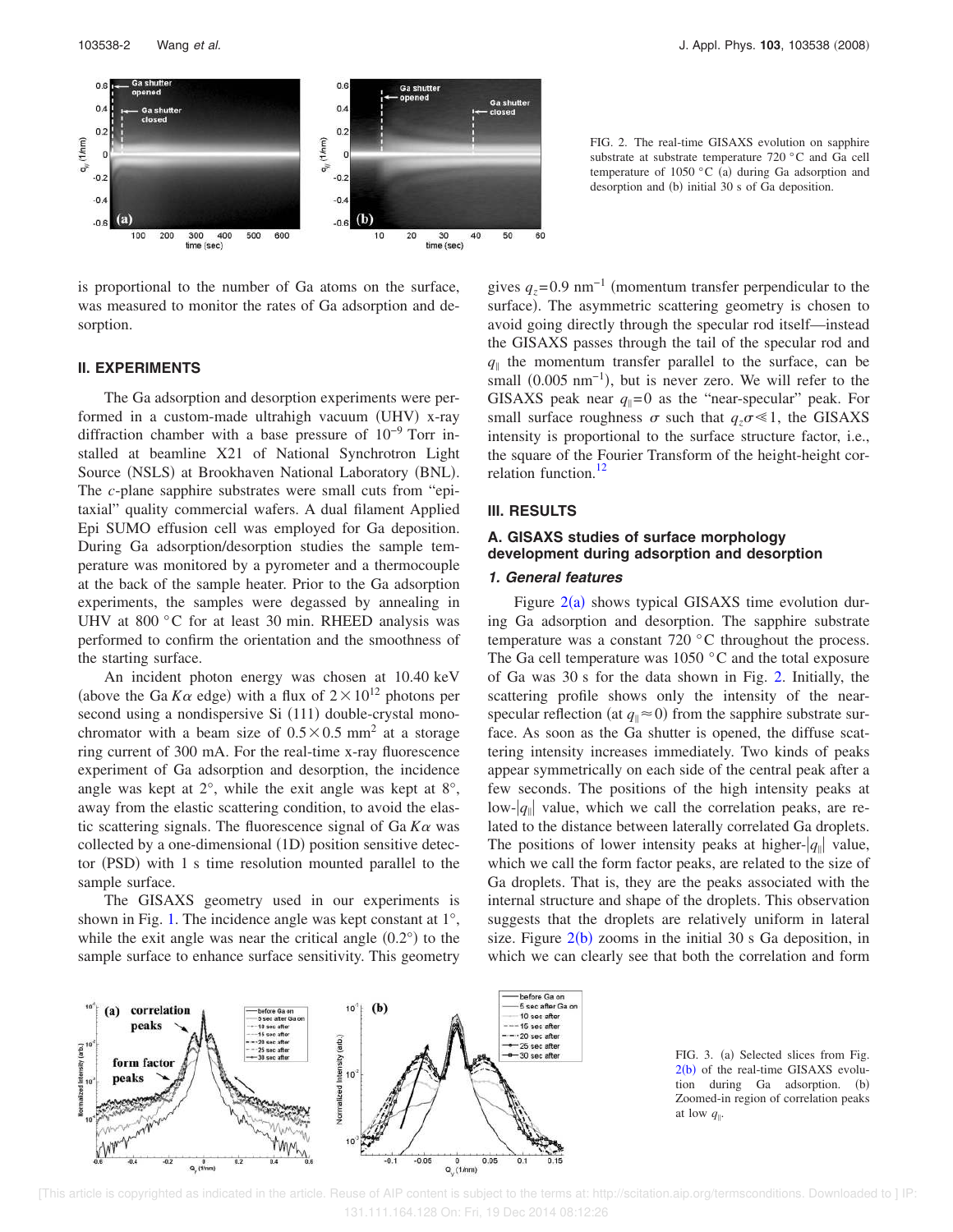FIG. 2. The real-time GISAXS evolution on sapphire substrate at substrate temperature 720 °C and Ga cell temperature of 1050 °C (a) during Ga adsorption and desorption and (b) initial 30 s of Ga deposition.

is proportional to the number of Ga atoms on the surface, was measured to monitor the rates of Ga adsorption and desorption.

## II. EXPERIMENTS

The Ga adsorption and desorption experiments were performed in a custom-made ultrahigh vacuum (UHV) x-ray diffraction chamber with a base pressure of $10^{-9}$ Torr installed at beamline X21 of National Synchrotron Light Source (NSLS) at Brookhaven National Laboratory (BNL). The *c*-plane sapphire substrates were small cuts from "epitaxial" quality commercial wafers. A dual filament Applied Epi SUMO effusion cell was employed for Ga deposition. During Ga adsorption/desorption studies the sample temperature was monitored by a pyrometer and a thermocouple at the back of the sample heater. Prior to the Ga adsorption experiments, the samples were degassed by annealing in UHV at 800 °C for at least 30 min. RHEED analysis was performed to confirm the orientation and the smoothness of the starting surface.

An incident photon energy was chosen at 10.40 keV (above the Ga $K\alpha$ edge) with a flux of $2\times10^{12}$ photons per second using a nondispersive Si (111) double-crystal monochromator with a beam size of $0.5\times0.5$ mm$^2$ at a storage ring current of 300 mA. For the real-time x-ray fluorescence experiment of Ga adsorption and desorption, the incidence angle was kept at 2°, while the exit angle was kept at 8°, away from the elastic scattering condition, to avoid the elastic scattering signals. The fluorescence signal of Ga $K\alpha$ was collected by a one-dimensional (1D) position sensitive detector (PSD) with 1 s time resolution mounted parallel to the sample surface.

The GISAXS geometry used in our experiments is shown in Fig. 1. The incidence angle was kept constant at 1°, while the exit angle was near the critical angle (0.2°) to the sample surface to enhance surface sensitivity. This geometry gives $q_z=0.9$ nm$^{-1}$ (momentum transfer perpendicular to the surface). The asymmetric scattering geometry is chosen to avoid going directly through the specular rod itself—instead the GISAXS passes through the tail of the specular rod and $q_\parallel$ the momentum transfer parallel to the surface, can be small (0.005 nm$^{-1}$), but is never zero. We will refer to the GISAXS peak near $q_\parallel=0$ as the "near-specular" peak. For small surface roughness $\sigma$ such that $q_z\sigma\ll1$, the GISAXS intensity is proportional to the surface structure factor, i.e., the square of the Fourier Transform of the height-height correlation function.[12]

## III. RESULTS

### A. GISAXS studies of surface morphology development during adsorption and desorption

#### *1. General features*

Figure 2(a) shows typical GISAXS time evolution during Ga adsorption and desorption. The sapphire substrate temperature was a constant 720 °C throughout the process. The Ga cell temperature was 1050 °C and the total exposure of Ga was 30 s for the data shown in Fig. 2. Initially, the scattering profile shows only the intensity of the near-specular reflection (at $q_\parallel\approx0$) from the sapphire substrate surface. As soon as the Ga shutter is opened, the diffuse scattering intensity increases immediately. Two kinds of peaks appear symmetrically on each side of the central peak after a few seconds. The positions of the high intensity peaks at low-$|q_\parallel|$ value, which we call the correlation peaks, are related to the distance between laterally correlated Ga droplets. The positions of lower intensity peaks at higher-$|q_\parallel|$ value, which we call the form factor peaks, are related to the size of Ga droplets. That is, they are the peaks associated with the internal structure and shape of the droplets. This observation suggests that the droplets are relatively uniform in lateral size. Figure 2(b) zooms in the initial 30 s Ga deposition, in which we can clearly see that both the correlation and form

FIG. 3. (a) Selected slices from Fig. 2(b) of the real-time GISAXS evolution during Ga adsorption. (b) Zoomed-in region of correlation peaks at low $q_\parallel$.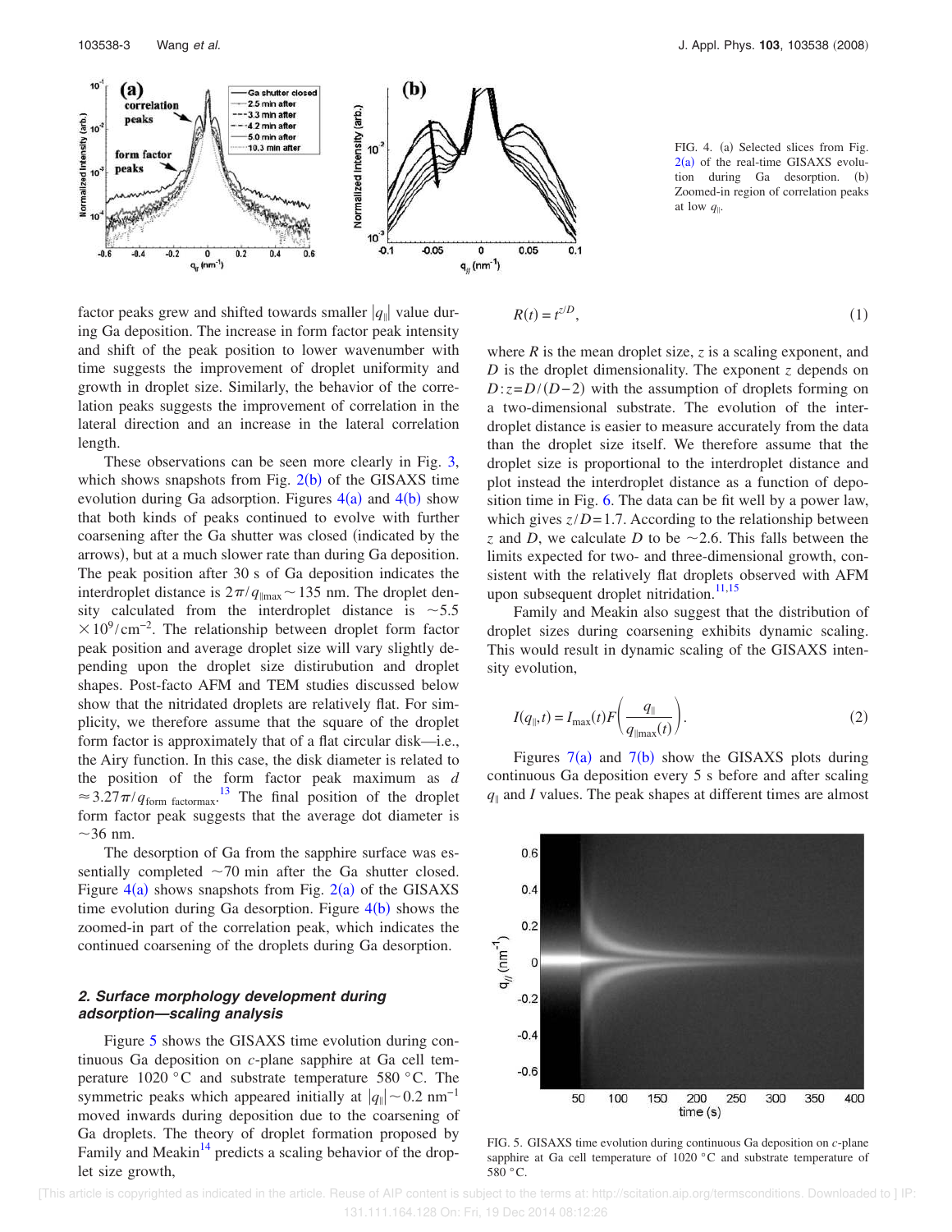FIG. 4. (a) Selected slices from Fig. 2(a) of the real-time GISAXS evolution during Ga desorption. (b) Zoomed-in region of correlation peaks at low $q_{\parallel}$.

factor peaks grew and shifted towards smaller $|q_{\parallel}|$ value during Ga deposition. The increase in form factor peak intensity and shift of the peak position to lower wavenumber with time suggests the improvement of droplet uniformity and growth in droplet size. Similarly, the behavior of the correlation peaks suggests the improvement of correlation in the lateral direction and an increase in the lateral correlation length.

These observations can be seen more clearly in Fig. 3, which shows snapshots from Fig. 2(b) of the GISAXS time evolution during Ga adsorption. Figures 4(a) and 4(b) show that both kinds of peaks continued to evolve with further coarsening after the Ga shutter was closed (indicated by the arrows), but at a much slower rate than during Ga deposition. The peak position after 30 s of Ga deposition indicates the interdroplet distance is $2\pi/q_{\parallel\max} \sim 135$ nm. The droplet density calculated from the interdroplet distance is $\sim 5.5 \times 10^{9}/\mathrm{cm}^{-2}$. The relationship between droplet form factor peak position and average droplet size will vary slightly depending upon the droplet size distirubution and droplet shapes. Post-facto AFM and TEM studies discussed below show that the nitridated droplets are relatively flat. For simplicity, we therefore assume that the square of the droplet form factor is approximately that of a flat circular disk—i.e., the Airy function. In this case, the disk diameter is related to the position of the form factor peak maximum as $d \approx 3.27\pi/q_{\text{form factormax}}$.[13] The final position of the droplet form factor peak suggests that the average dot diameter is $\sim 36$ nm.

The desorption of Ga from the sapphire surface was essentially completed $\sim 70$ min after the Ga shutter closed. Figure 4(a) shows snapshots from Fig. 2(a) of the GISAXS time evolution during Ga desorption. Figure 4(b) shows the zoomed-in part of the correlation peak, which indicates the continued coarsening of the droplets during Ga desorption.

### 2. Surface morphology development during adsorption—scaling analysis

Figure 5 shows the GISAXS time evolution during continuous Ga deposition on *c*-plane sapphire at Ga cell temperature 1020 °C and substrate temperature 580 °C. The symmetric peaks which appeared initially at $|q_{\parallel}| \sim 0.2\ \mathrm{nm}^{-1}$ moved inwards during deposition due to the coarsening of Ga droplets. The theory of droplet formation proposed by Family and Meakin[14] predicts a scaling behavior of the droplet size growth,

$$R(t) = t^{z/D}, \tag{1}$$

where $R$ is the mean droplet size, $z$ is a scaling exponent, and $D$ is the droplet dimensionality. The exponent $z$ depends on $D$: $z = D/(D-2)$ with the assumption of droplets forming on a two-dimensional substrate. The evolution of the interdroplet distance is easier to measure accurately from the data than the droplet size itself. We therefore assume that the droplet size is proportional to the interdroplet distance and plot instead the interdroplet distance as a function of deposition time in Fig. 6. The data can be fit well by a power law, which gives $z/D = 1.7$. According to the relationship between $z$ and $D$, we calculate $D$ to be $\sim 2.6$. This falls between the limits expected for two- and three-dimensional growth, consistent with the relatively flat droplets observed with AFM upon subsequent droplet nitridation.[11,15]

Family and Meakin also suggest that the distribution of droplet sizes during coarsening exhibits dynamic scaling. This would result in dynamic scaling of the GISAXS intensity evolution,

$$I(q_{\parallel}, t) = I_{\max}(t) F\left(\frac{q_{\parallel}}{q_{\parallel\max}(t)}\right). \tag{2}$$

Figures 7(a) and 7(b) show the GISAXS plots during continuous Ga deposition every 5 s before and after scaling $q_{\parallel}$ and $I$ values. The peak shapes at different times are almost

FIG. 5. GISAXS time evolution during continuous Ga deposition on *c*-plane sapphire at Ga cell temperature of 1020 °C and substrate temperature of 580 °C.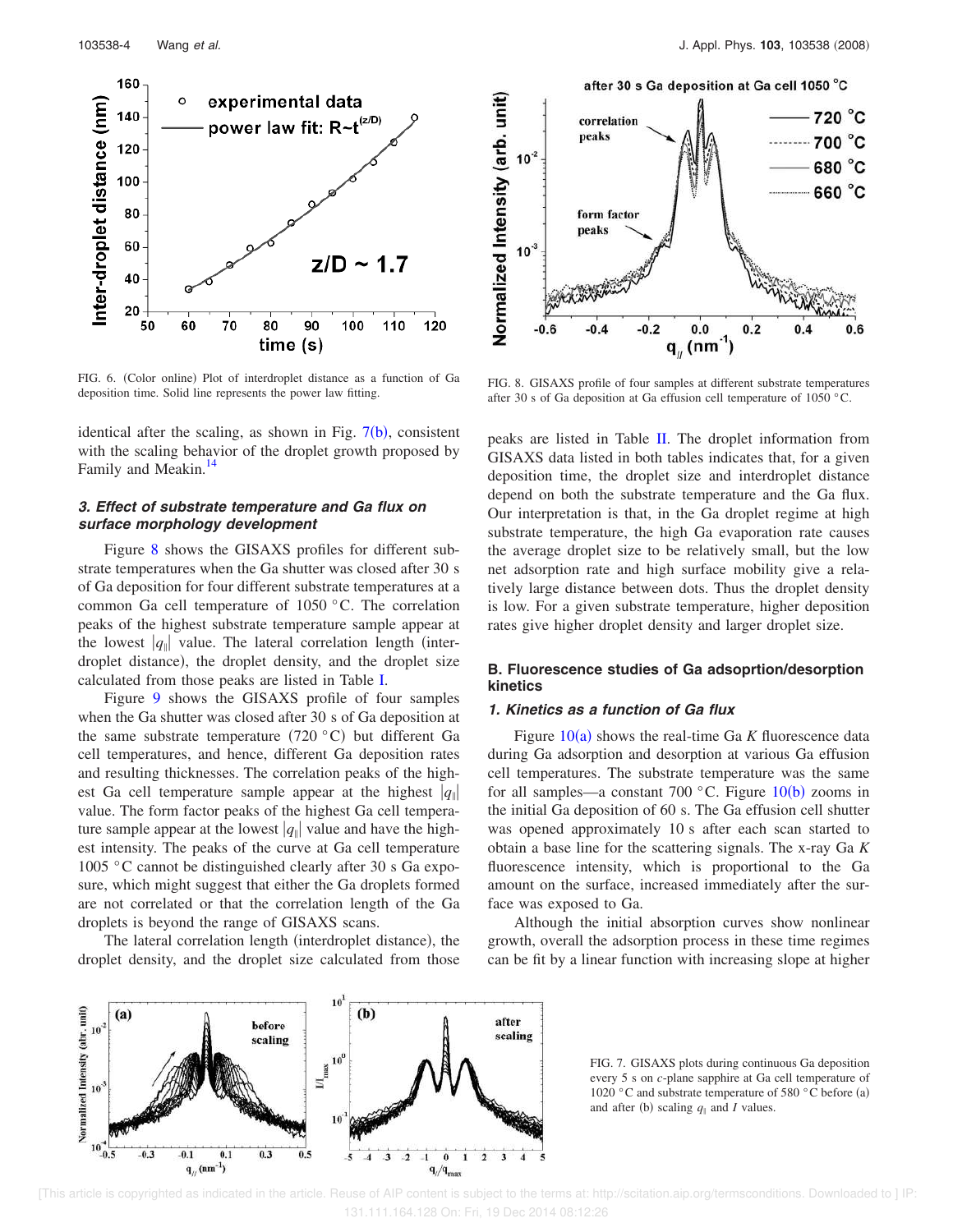FIG. 6. (Color online) Plot of interdroplet distance as a function of Ga deposition time. Solid line represents the power law fitting.

FIG. 8. GISAXS profile of four samples at different substrate temperatures after 30 s of Ga deposition at Ga effusion cell temperature of 1050 °C.

identical after the scaling, as shown in Fig. 7(b), consistent with the scaling behavior of the droplet growth proposed by Family and Meakin.[14]

### 3. Effect of substrate temperature and Ga flux on surface morphology development

Figure 8 shows the GISAXS profiles for different substrate temperatures when the Ga shutter was closed after 30 s of Ga deposition for four different substrate temperatures at a common Ga cell temperature of 1050 °C. The correlation peaks of the highest substrate temperature sample appear at the lowest $|q_{\parallel}|$ value. The lateral correlation length (interdroplet distance), the droplet density, and the droplet size calculated from those peaks are listed in Table I.

Figure 9 shows the GISAXS profile of four samples when the Ga shutter was closed after 30 s of Ga deposition at the same substrate temperature (720 °C) but different Ga cell temperatures, and hence, different Ga deposition rates and resulting thicknesses. The correlation peaks of the highest Ga cell temperature sample appear at the highest $|q_{\parallel}|$ value. The form factor peaks of the highest Ga cell temperature sample appear at the lowest $|q_{\parallel}|$ value and have the highest intensity. The peaks of the curve at Ga cell temperature 1005 °C cannot be distinguished clearly after 30 s Ga exposure, which might suggest that either the Ga droplets formed are not correlated or that the correlation length of the Ga droplets is beyond the range of GISAXS scans.

The lateral correlation length (interdroplet distance), the droplet density, and the droplet size calculated from those peaks are listed in Table II. The droplet information from GISAXS data listed in both tables indicates that, for a given deposition time, the droplet size and interdroplet distance depend on both the substrate temperature and the Ga flux. Our interpretation is that, in the Ga droplet regime at high substrate temperature, the high Ga evaporation rate causes the average droplet size to be relatively small, but the low net adsorption rate and high surface mobility give a relatively large distance between dots. Thus the droplet density is low. For a given substrate temperature, higher deposition rates give higher droplet density and larger droplet size.

## B. Fluorescence studies of Ga adsoprtion/desorption kinetics

### 1. Kinetics as a function of Ga flux

Figure 10(a) shows the real-time Ga *K* fluorescence data during Ga adsorption and desorption at various Ga effusion cell temperatures. The substrate temperature was the same for all samples—a constant 700 °C. Figure 10(b) zooms in the initial Ga deposition of 60 s. The Ga effusion cell shutter was opened approximately 10 s after each scan started to obtain a base line for the scattering signals. The x-ray Ga *K* fluorescence intensity, which is proportional to the Ga amount on the surface, increased immediately after the surface was exposed to Ga.

Although the initial absorption curves show nonlinear growth, overall the adsorption process in these time regimes can be fit by a linear function with increasing slope at higher

FIG. 7. GISAXS plots during continuous Ga deposition every 5 s on *c*-plane sapphire at Ga cell temperature of 1020 °C and substrate temperature of 580 °C before (a) and after (b) scaling $q_{\parallel}$ and $I$ values.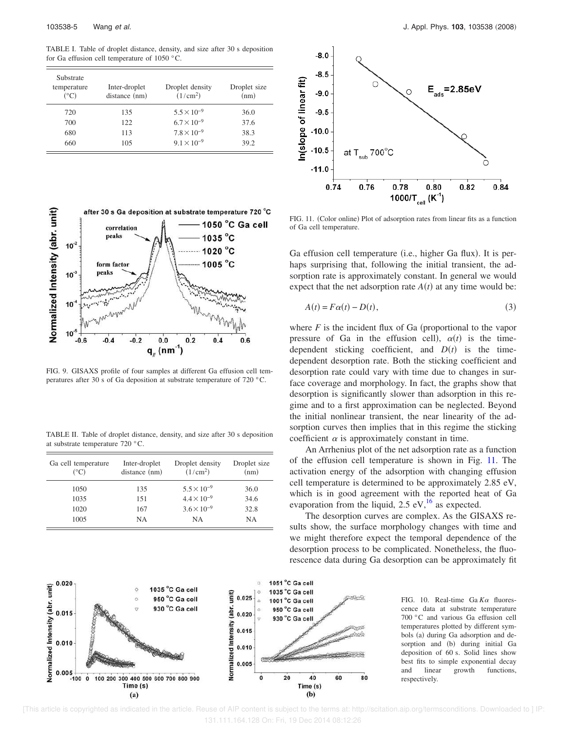TABLE I. Table of droplet distance, density, and size after 30 s deposition for Ga effusion cell temperature of 1050 °C.

| Substrate temperature (°C) | Inter-droplet distance (nm) | Droplet density $(1/\text{cm}^2)$ | Droplet size (nm) |
|---|---|---|---|
| 720 | 135 | $5.5\times10^{-9}$ | 36.0 |
| 700 | 122 | $6.7\times10^{-9}$ | 37.6 |
| 680 | 113 | $7.8\times10^{-9}$ | 38.3 |
| 660 | 105 | $9.1\times10^{-9}$ | 39.2 |

FIG. 9. GISAXS profile of four samples at different Ga effusion cell temperatures after 30 s of Ga deposition at substrate temperature of 720 °C.

TABLE II. Table of droplet distance, density, and size after 30 s deposition at substrate temperature 720 °C.

| Ga cell temperature (°C) | Inter-droplet distance (nm) | Droplet density $(1/\text{cm}^2)$ | Droplet size (nm) |
|---|---|---|---|
| 1050 | 135 | $5.5\times10^{-9}$ | 36.0 |
| 1035 | 151 | $4.4\times10^{-9}$ | 34.6 |
| 1020 | 167 | $3.6\times10^{-9}$ | 32.8 |
| 1005 | NA | NA | NA |

FIG. 11. (Color online) Plot of adsorption rates from linear fits as a function of Ga cell temperature.

Ga effusion cell temperature (i.e., higher Ga flux). It is perhaps surprising that, following the initial transient, the adsorption rate is approximately constant. In general we would expect that the net adsorption rate $A(t)$ at any time would be:

$$A(t) = F\alpha(t) - D(t), \tag{3}$$

where $F$ is the incident flux of Ga (proportional to the vapor pressure of Ga in the effusion cell), $\alpha(t)$ is the time-dependent sticking coefficient, and $D(t)$ is the time-dependent desorption rate. Both the sticking coefficient and desorption rate could vary with time due to changes in surface coverage and morphology. In fact, the graphs show that desorption is significantly slower than adsorption in this regime and to a first approximation can be neglected. Beyond the initial nonlinear transient, the near linearity of the adsorption curves then implies that in this regime the sticking coefficient $\alpha$ is approximately constant in time.

An Arrhenius plot of the net adsorption rate as a function of the effusion cell temperature is shown in Fig. 11. The activation energy of the adsorption with changing effusion cell temperature is determined to be approximately 2.85 eV, which is in good agreement with the reported heat of Ga evaporation from the liquid, 2.5 eV,[16] as expected.

The desorption curves are complex. As the GISAXS results show, the surface morphology changes with time and we might therefore expect the temporal dependence of the desorption process to be complicated. Nonetheless, the fluorescence data during Ga desorption can be approximately fit

FIG. 10. Real-time Ga $K\alpha$ fluorescence data at substrate temperature 700 °C and various Ga effusion cell temperatures plotted by different symbols (a) during Ga adsorption and desorption and (b) during initial Ga deposition of 60 s. Solid lines show best fits to simple exponential decay and linear growth functions, respectively.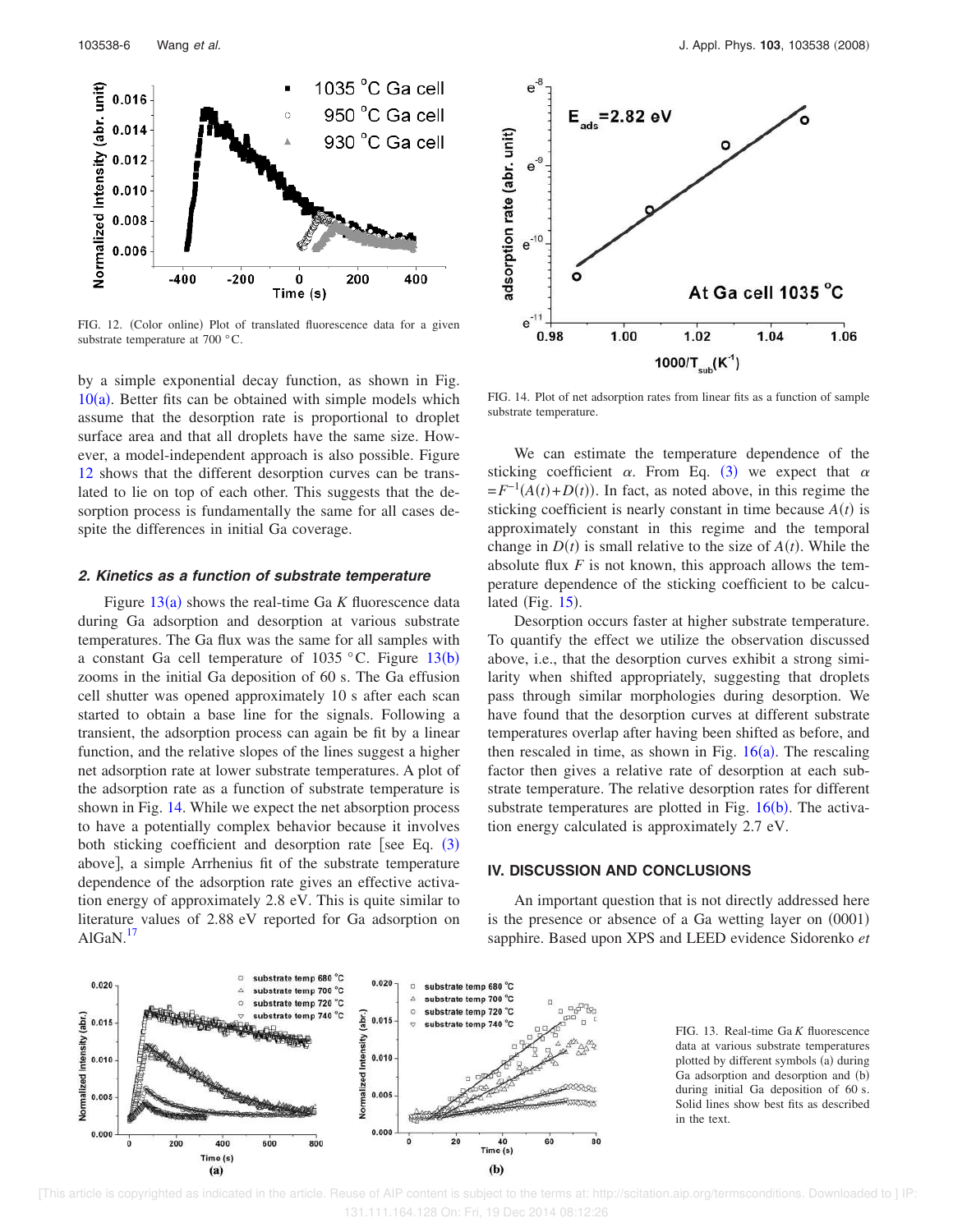FIG. 12. (Color online) Plot of translated fluorescence data for a given substrate temperature at 700 °C.

by a simple exponential decay function, as shown in Fig. 10(a). Better fits can be obtained with simple models which assume that the desorption rate is proportional to droplet surface area and that all droplets have the same size. However, a model-independent approach is also possible. Figure 12 shows that the different desorption curves can be translated to lie on top of each other. This suggests that the desorption process is fundamentally the same for all cases despite the differences in initial Ga coverage.

### *2. Kinetics as a function of substrate temperature*

Figure 13(a) shows the real-time Ga *K* fluorescence data during Ga adsorption and desorption at various substrate temperatures. The Ga flux was the same for all samples with a constant Ga cell temperature of 1035 °C. Figure 13(b) zooms in the initial Ga deposition of 60 s. The Ga effusion cell shutter was opened approximately 10 s after each scan started to obtain a base line for the signals. Following a transient, the adsorption process can again be fit by a linear function, and the relative slopes of the lines suggest a higher net adsorption rate at lower substrate temperatures. A plot of the adsorption rate as a function of substrate temperature is shown in Fig. 14. While we expect the net absorption process to have a potentially complex behavior because it involves both sticking coefficient and desorption rate [see Eq. (3) above], a simple Arrhenius fit of the substrate temperature dependence of the adsorption rate gives an effective activation energy of approximately 2.8 eV. This is quite similar to literature values of 2.88 eV reported for Ga adsorption on AlGaN.[17]

FIG. 14. Plot of net adsorption rates from linear fits as a function of sample substrate temperature.

We can estimate the temperature dependence of the sticking coefficient $\alpha$. From Eq. (3) we expect that $\alpha = F^{-1}(A(t)+D(t))$. In fact, as noted above, in this regime the sticking coefficient is nearly constant in time because $A(t)$ is approximately constant in this regime and the temporal change in $D(t)$ is small relative to the size of $A(t)$. While the absolute flux $F$ is not known, this approach allows the temperature dependence of the sticking coefficient to be calculated (Fig. 15).

Desorption occurs faster at higher substrate temperature. To quantify the effect we utilize the observation discussed above, i.e., that the desorption curves exhibit a strong similarity when shifted appropriately, suggesting that droplets pass through similar morphologies during desorption. We have found that the desorption curves at different substrate temperatures overlap after having been shifted as before, and then rescaled in time, as shown in Fig. 16(a). The rescaling factor then gives a relative rate of desorption at each substrate temperature. The relative desorption rates for different substrate temperatures are plotted in Fig. 16(b). The activation energy calculated is approximately 2.7 eV.

## IV. DISCUSSION AND CONCLUSIONS

An important question that is not directly addressed here is the presence or absence of a Ga wetting layer on (0001) sapphire. Based upon XPS and LEED evidence Sidorenko *et*

FIG. 13. Real-time Ga *K* fluorescence data at various substrate temperatures plotted by different symbols (a) during Ga adsorption and desorption and (b) during initial Ga deposition of 60 s. Solid lines show best fits as described in the text.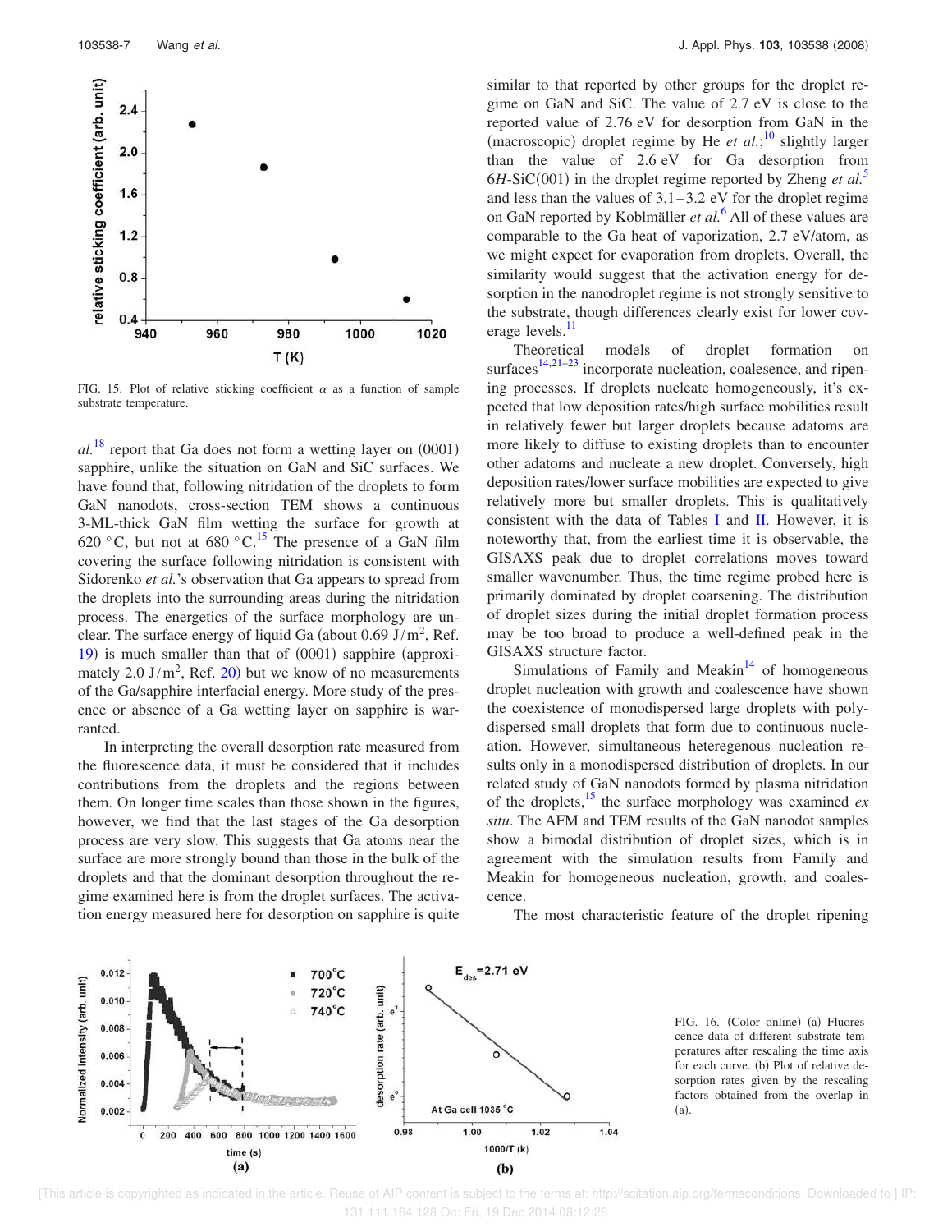FIG. 15. Plot of relative sticking coefficient $\alpha$ as a function of sample substrate temperature.

*al.*[18] report that Ga does not form a wetting layer on (0001) sapphire, unlike the situation on GaN and SiC surfaces. We have found that, following nitridation of the droplets to form GaN nanodots, cross-section TEM shows a continuous 3-ML-thick GaN film wetting the surface for growth at 620 °C, but not at 680 °C.[15] The presence of a GaN film covering the surface following nitridation is consistent with Sidorenko *et al.*'s observation that Ga appears to spread from the droplets into the surrounding areas during the nitridation process. The energetics of the surface morphology are unclear. The surface energy of liquid Ga (about 0.69 $J/m^2$, Ref. 19) is much smaller than that of (0001) sapphire (approximately 2.0 $J/m^2$, Ref. 20) but we know of no measurements of the Ga/sapphire interfacial energy. More study of the presence or absence of a Ga wetting layer on sapphire is warranted.

In interpreting the overall desorption rate measured from the fluorescence data, it must be considered that it includes contributions from the droplets and the regions between them. On longer time scales than those shown in the figures, however, we find that the last stages of the Ga desorption process are very slow. This suggests that Ga atoms near the surface are more strongly bound than those in the bulk of the droplets and that the dominant desorption throughout the regime examined here is from the droplet surfaces. The activation energy measured here for desorption on sapphire is quite similar to that reported by other groups for the droplet regime on GaN and SiC. The value of 2.7 eV is close to the reported value of 2.76 eV for desorption from GaN in the (macroscopic) droplet regime by He *et al.*;[10] slightly larger than the value of 2.6 eV for Ga desorption from 6*H*-SiC(001) in the droplet regime reported by Zheng *et al.*[5] and less than the values of 3.1–3.2 eV for the droplet regime on GaN reported by Koblmäller *et al.*[6] All of these values are comparable to the Ga heat of vaporization, 2.7 eV/atom, as we might expect for evaporation from droplets. Overall, the similarity would suggest that the activation energy for desorption in the nanodroplet regime is not strongly sensitive to the substrate, though differences clearly exist for lower coverage levels.[11]

Theoretical models of droplet formation on surfaces[14,21–23] incorporate nucleation, coalesence, and ripening processes. If droplets nucleate homogeneously, it's expected that low deposition rates/high surface mobilities result in relatively fewer but larger droplets because adatoms are more likely to diffuse to existing droplets than to encounter other adatoms and nucleate a new droplet. Conversely, high deposition rates/lower surface mobilities are expected to give relatively more but smaller droplets. This is qualitatively consistent with the data of Tables I and II. However, it is noteworthy that, from the earliest time it is observable, the GISAXS peak due to droplet correlations moves toward smaller wavenumber. Thus, the time regime probed here is primarily dominated by droplet coarsening. The distribution of droplet sizes during the initial droplet formation process may be too broad to produce a well-defined peak in the GISAXS structure factor.

Simulations of Family and Meakin[14] of homogeneous droplet nucleation with growth and coalescence have shown the coexistence of monodispersed large droplets with polydispersed small droplets that form due to continuous nucleation. However, simultaneous heteregenous nucleation results only in a monodispersed distribution of droplets. In our related study of GaN nanodots formed by plasma nitridation of the droplets,[15] the surface morphology was examined *ex situ*. The AFM and TEM results of the GaN nanodot samples show a bimodal distribution of droplet sizes, which is in agreement with the simulation results from Family and Meakin for homogeneous nucleation, growth, and coalescence.

The most characteristic feature of the droplet ripening

FIG. 16. (Color online) (a) Fluorescence data of different substrate temperatures after rescaling the time axis for each curve. (b) Plot of relative desorption rates given by the rescaling factors obtained from the overlap in (a).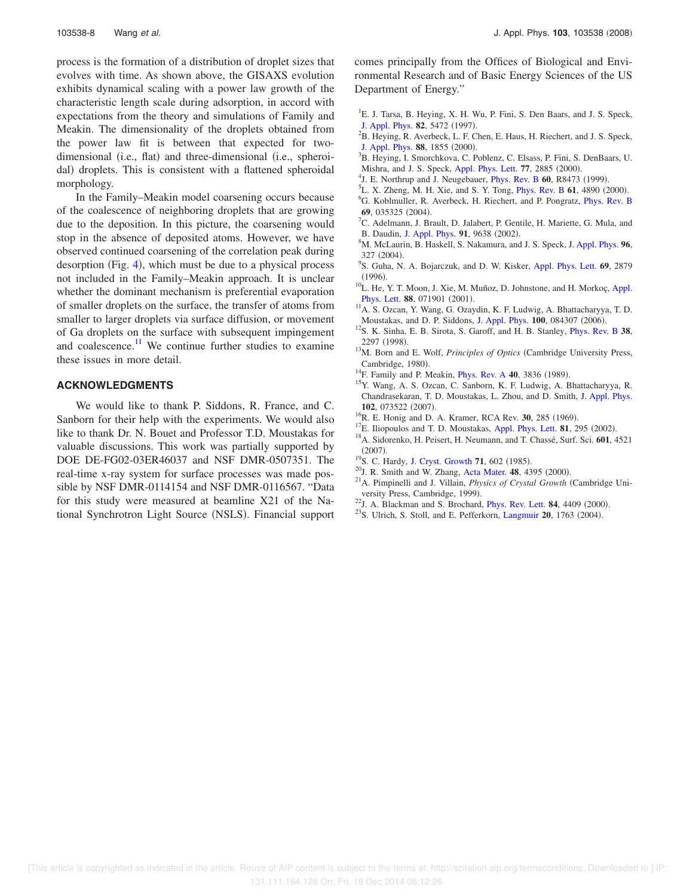process is the formation of a distribution of droplet sizes that evolves with time. As shown above, the GISAXS evolution exhibits dynamical scaling with a power law growth of the characteristic length scale during adsorption, in accord with expectations from the theory and simulations of Family and Meakin. The dimensionality of the droplets obtained from the power law fit is between that expected for two-dimensional (i.e., flat) and three-dimensional (i.e., spheroidal) droplets. This is consistent with a flattened spheroidal morphology.

In the Family–Meakin model coarsening occurs because of the coalescence of neighboring droplets that are growing due to the deposition. In this picture, the coarsening would stop in the absence of deposited atoms. However, we have observed continued coarsening of the correlation peak during desorption (Fig. 4), which must be due to a physical process not included in the Family–Meakin approach. It is unclear whether the dominant mechanism is preferential evaporation of smaller droplets on the surface, the transfer of atoms from smaller to larger droplets via surface diffusion, or movement of Ga droplets on the surface with subsequent impingement and coalescence.[11] We continue further studies to examine these issues in more detail.

## ACKNOWLEDGMENTS

We would like to thank P. Siddons, R. France, and C. Sanborn for their help with the experiments. We would also like to thank Dr. N. Bouet and Professor T.D. Moustakas for valuable discussions. This work was partially supported by DOE DE-FG02-03ER46037 and NSF DMR-0507351. The real-time x-ray system for surface processes was made possible by NSF DMR-0114154 and NSF DMR-0116567. "Data for this study were measured at beamline X21 of the National Synchrotron Light Source (NSLS). Financial support comes principally from the Offices of Biological and Environmental Research and of Basic Energy Sciences of the US Department of Energy."

[1] E. J. Tarsa, B. Heying, X. H. Wu, P. Fini, S. Den Baars, and J. S. Speck, J. Appl. Phys. **82**, 5472 (1997).
[2] B. Heying, R. Averbeck, L. F. Chen, E. Haus, H. Riechert, and J. S. Speck, J. Appl. Phys. **88**, 1855 (2000).
[3] B. Heying, I. Smorchkova, C. Poblenz, C. Elsass, P. Fini, S. DenBaars, U. Mishra, and J. S. Speck, Appl. Phys. Lett. **77**, 2885 (2000).
[4] J. E. Northrup and J. Neugebauer, Phys. Rev. B **60**, R8473 (1999).
[5] L. X. Zheng, M. H. Xie, and S. Y. Tong, Phys. Rev. B **61**, 4890 (2000).
[6] G. Koblmuller, R. Averbeck, H. Riechert, and P. Pongratz, Phys. Rev. B **69**, 035325 (2004).
[7] C. Adelmann, J. Brault, D. Jalabert, P. Gentile, H. Mariette, G. Mula, and B. Daudin, J. Appl. Phys. **91**, 9638 (2002).
[8] M. McLaurin, B. Haskell, S. Nakamura, and J. S. Speck, J. Appl. Phys. **96**, 327 (2004).
[9] S. Guha, N. A. Bojarczuk, and D. W. Kisker, Appl. Phys. Lett. **69**, 2879 (1996).
[10] L. He, Y. T. Moon, J. Xie, M. Muñoz, D. Johnstone, and H. Morkoç, Appl. Phys. Lett. **88**, 071901 (2001).
[11] A. S. Ozcan, Y. Wang, G. Ozaydin, K. F. Ludwig, A. Bhattacharyya, T. D. Moustakas, and D. P. Siddons, J. Appl. Phys. **100**, 084307 (2006).
[12] S. K. Sinha, E. B. Sirota, S. Garoff, and H. B. Stanley, Phys. Rev. B **38**, 2297 (1998).
[13] M. Born and E. Wolf, *Principles of Optics* (Cambridge University Press, Cambridge, 1980).
[14] F. Family and P. Meakin, Phys. Rev. A **40**, 3836 (1989).
[15] Y. Wang, A. S. Ozcan, C. Sanborn, K. F. Ludwig, A. Bhattacharyya, R. Chandrasekaran, T. D. Moustakas, L. Zhou, and D. Smith, J. Appl. Phys. **102**, 073522 (2007).
[16] R. E. Honig and D. A. Kramer, RCA Rev. **30**, 285 (1969).
[17] E. Iliopoulos and T. D. Moustakas, Appl. Phys. Lett. **81**, 295 (2002).
[18] A. Sidorenko, H. Peisert, H. Neumann, and T. Chassé, Surf. Sci. **601**, 4521 (2007).
[19] S. C. Hardy, J. Cryst. Growth **71**, 602 (1985).
[20] J. R. Smith and W. Zhang, Acta Mater. **48**, 4395 (2000).
[21] A. Pimpinelli and J. Villain, *Physics of Crystal Growth* (Cambridge University Press, Cambridge, 1999).
[22] J. A. Blackman and S. Brochard, Phys. Rev. Lett. **84**, 4409 (2000).
[23] S. Ulrich, S. Stoll, and E. Pefferkorn, Langmuir **20**, 1763 (2004).